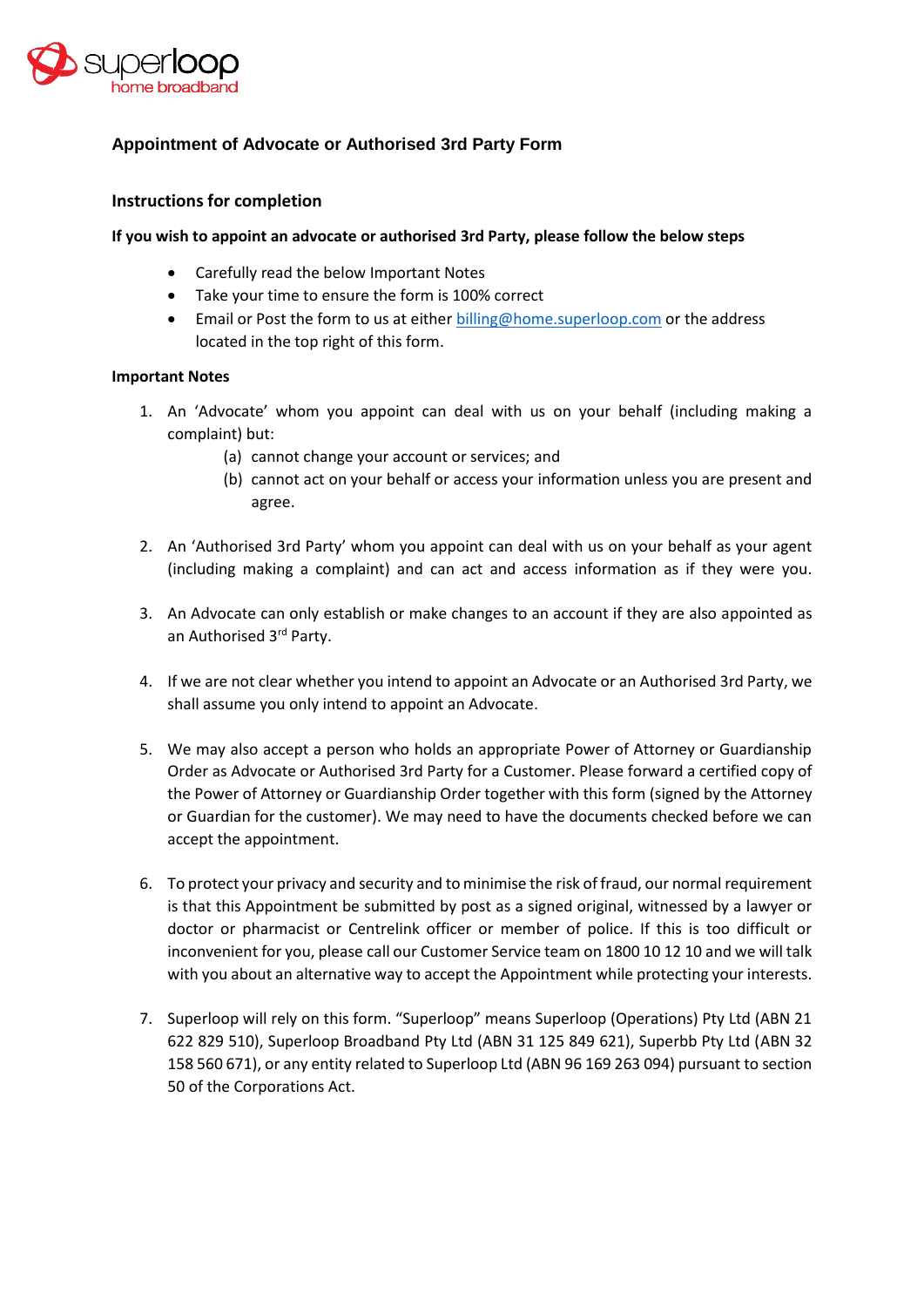superloop home broadband

## Appointment of Advocate or Authorised 3rd Party Form

### Instructions for completion

**If you wish to appoint an advocate or authorised 3rd Party, please follow the below steps**

- Carefully read the below Important Notes
- Take your time to ensure the form is 100% correct
- Email or Post the form to us at either billing@home.superloop.com or the address located in the top right of this form.

**Important Notes**

1. An 'Advocate' whom you appoint can deal with us on your behalf (including making a complaint) but:
   (a) cannot change your account or services; and
   (b) cannot act on your behalf or access your information unless you are present and agree.

2. An 'Authorised 3rd Party' whom you appoint can deal with us on your behalf as your agent (including making a complaint) and can act and access information as if they were you.

3. An Advocate can only establish or make changes to an account if they are also appointed as an Authorised 3rd Party.

4. If we are not clear whether you intend to appoint an Advocate or an Authorised 3rd Party, we shall assume you only intend to appoint an Advocate.

5. We may also accept a person who holds an appropriate Power of Attorney or Guardianship Order as Advocate or Authorised 3rd Party for a Customer. Please forward a certified copy of the Power of Attorney or Guardianship Order together with this form (signed by the Attorney or Guardian for the customer). We may need to have the documents checked before we can accept the appointment.

6. To protect your privacy and security and to minimise the risk of fraud, our normal requirement is that this Appointment be submitted by post as a signed original, witnessed by a lawyer or doctor or pharmacist or Centrelink officer or member of police. If this is too difficult or inconvenient for you, please call our Customer Service team on 1800 10 12 10 and we will talk with you about an alternative way to accept the Appointment while protecting your interests.

7. Superloop will rely on this form. "Superloop" means Superloop (Operations) Pty Ltd (ABN 21 622 829 510), Superloop Broadband Pty Ltd (ABN 31 125 849 621), Superbb Pty Ltd (ABN 32 158 560 671), or any entity related to Superloop Ltd (ABN 96 169 263 094) pursuant to section 50 of the Corporations Act.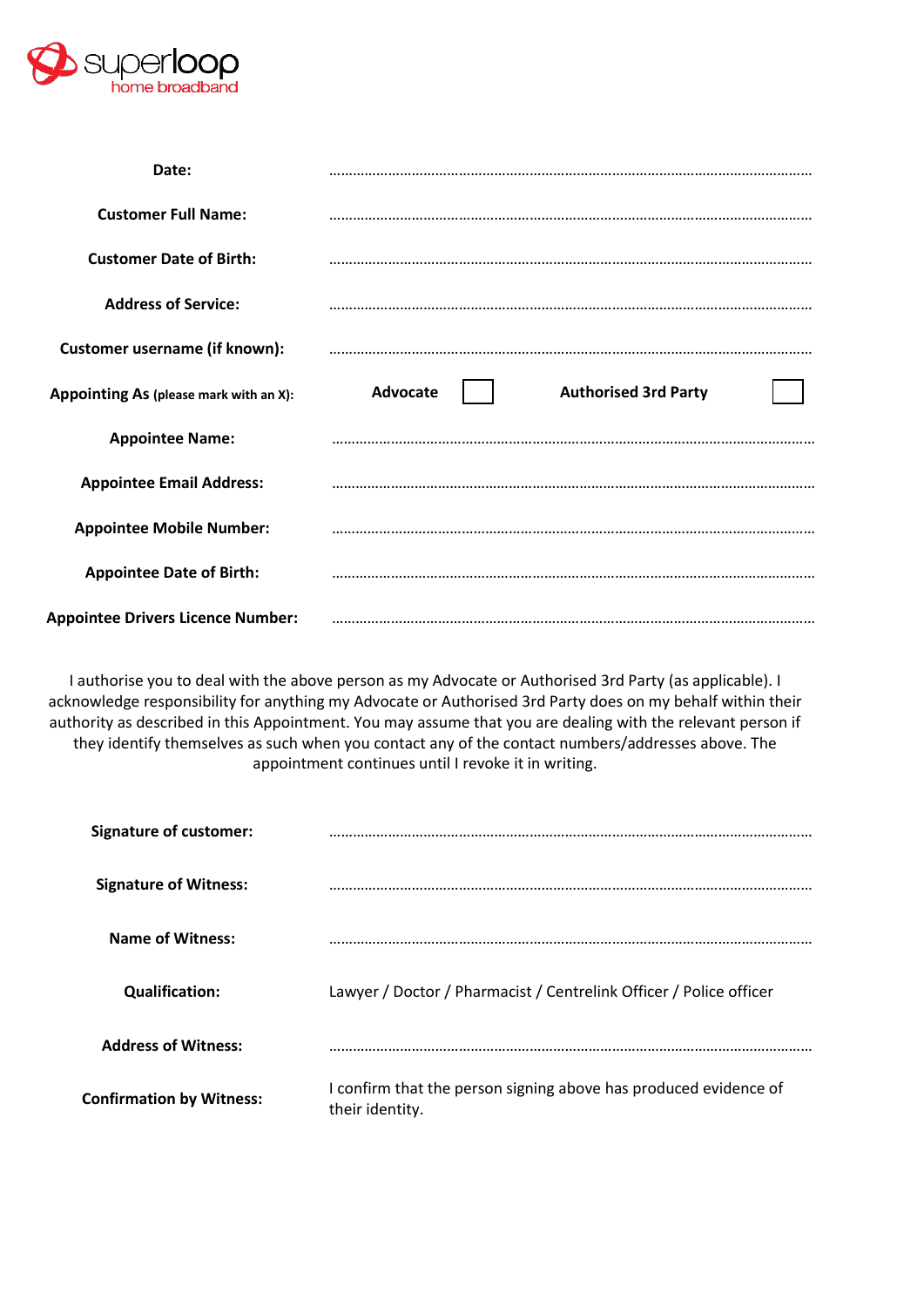superloop
home broadband

| | |
|---|---|
| **Date:** | ................................................................................................................ |
| **Customer Full Name:** | ................................................................................................................ |
| **Customer Date of Birth:** | ................................................................................................................ |
| **Address of Service:** | ................................................................................................................ |
| **Customer username (if known):** | ................................................................................................................ |
| **Appointing As** (please mark with an X): | **Advocate** ☐ **Authorised 3rd Party** ☐ |
| **Appointee Name:** | ................................................................................................................ |
| **Appointee Email Address:** | ................................................................................................................ |
| **Appointee Mobile Number:** | ................................................................................................................ |
| **Appointee Date of Birth:** | ................................................................................................................ |
| **Appointee Drivers Licence Number:** | ................................................................................................................ |

I authorise you to deal with the above person as my Advocate or Authorised 3rd Party (as applicable). I acknowledge responsibility for anything my Advocate or Authorised 3rd Party does on my behalf within their authority as described in this Appointment. You may assume that you are dealing with the relevant person if they identify themselves as such when you contact any of the contact numbers/addresses above. The appointment continues until I revoke it in writing.

| | |
|---|---|
| **Signature of customer:** | ................................................................................................................ |
| **Signature of Witness:** | ................................................................................................................ |
| **Name of Witness:** | ................................................................................................................ |
| **Qualification:** | Lawyer / Doctor / Pharmacist / Centrelink Officer / Police officer |
| **Address of Witness:** | ................................................................................................................ |
| **Confirmation by Witness:** | I confirm that the person signing above has produced evidence of their identity. |